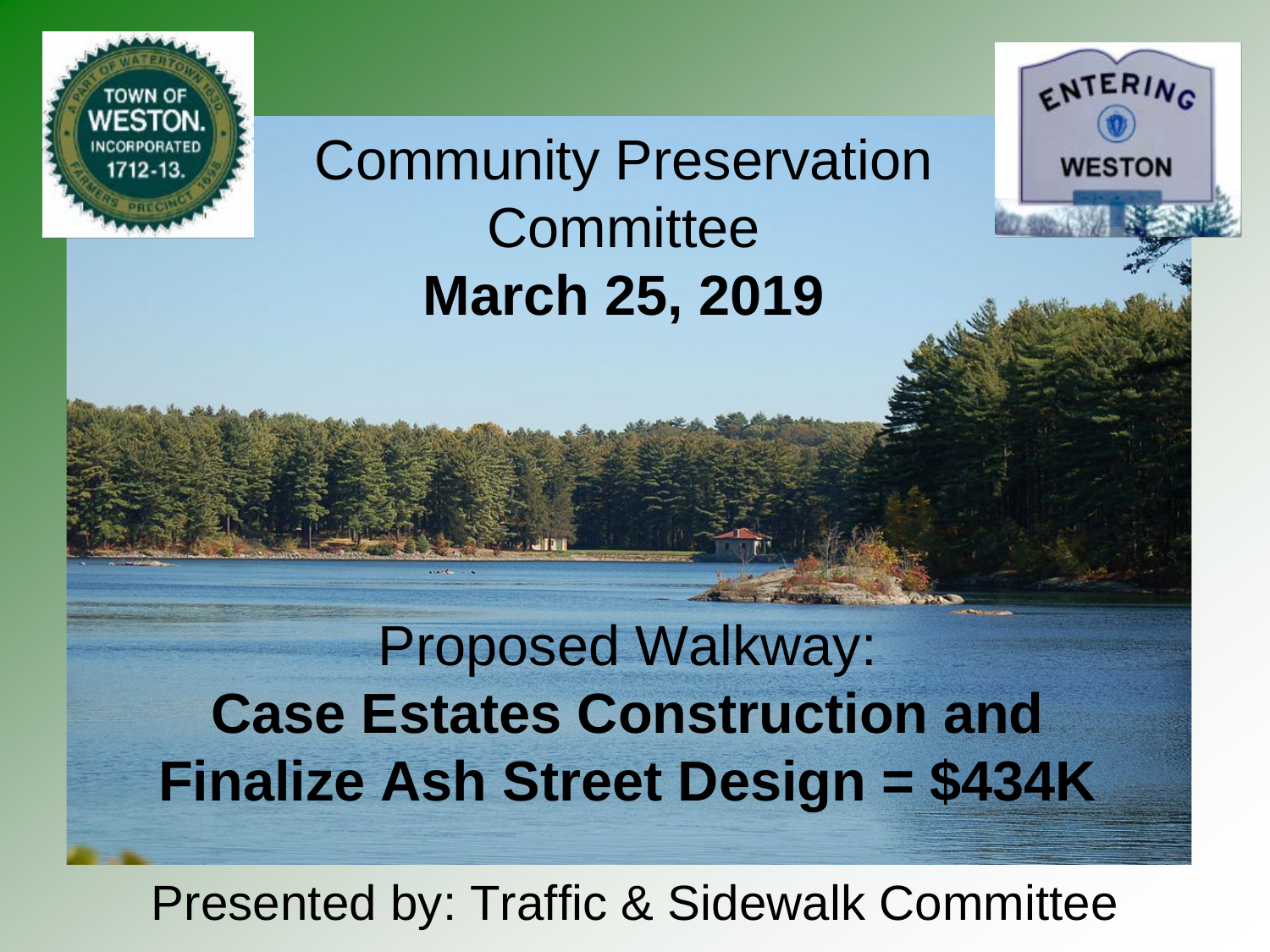# Community Preservation Committee

**March 25, 2019**

Proposed Walkway:

**Case Estates Construction and Finalize Ash Street Design = $434K**

Presented by: Traffic & Sidewalk Committee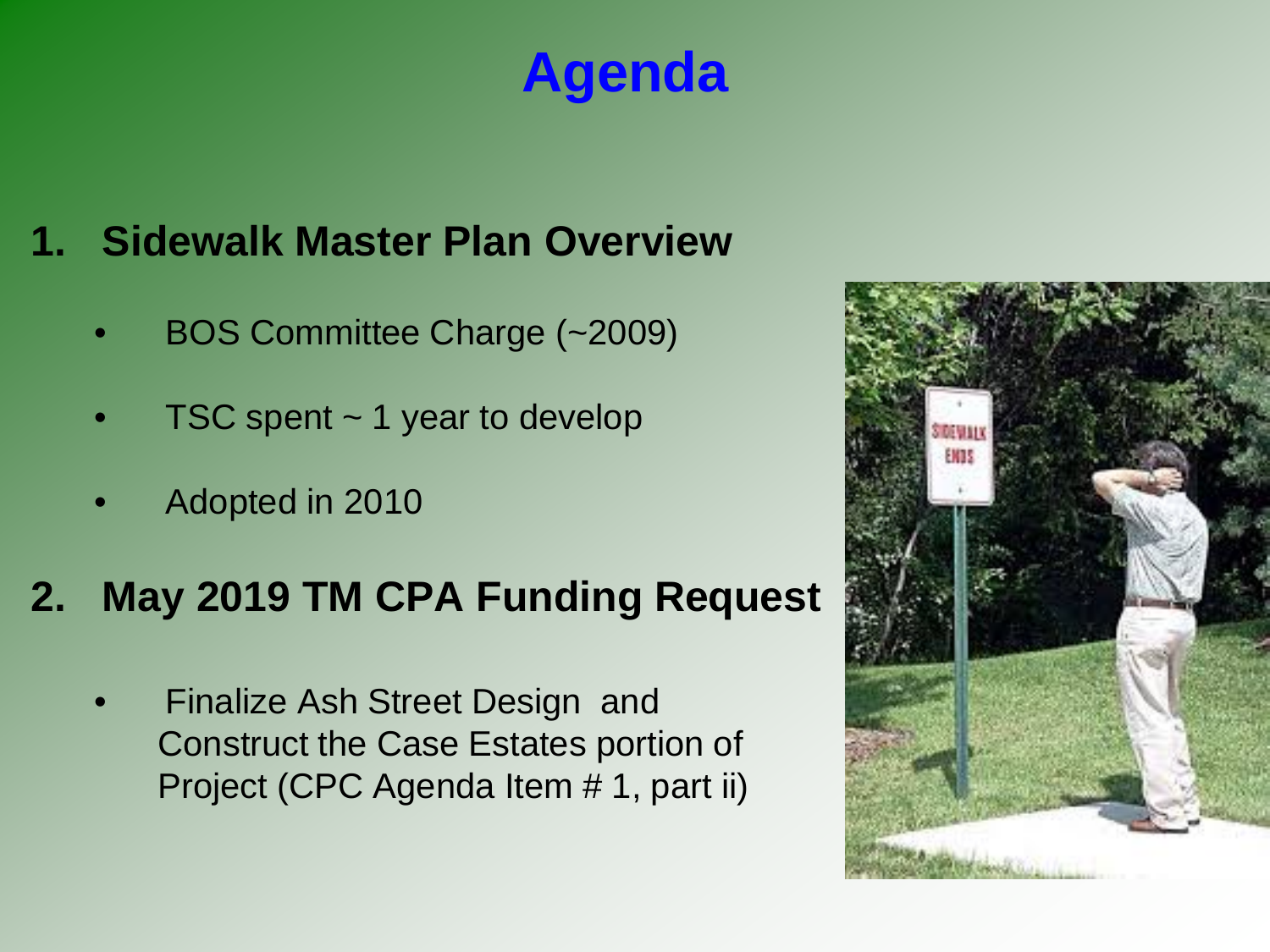# Agenda

1. **Sidewalk Master Plan Overview**
   - BOS Committee Charge (~2009)
   - TSC spent ~ 1 year to develop
   - Adopted in 2010

2. **May 2019 TM CPA Funding Request**
   - Finalize Ash Street Design and Construct the Case Estates portion of Project (CPC Agenda Item # 1, part ii)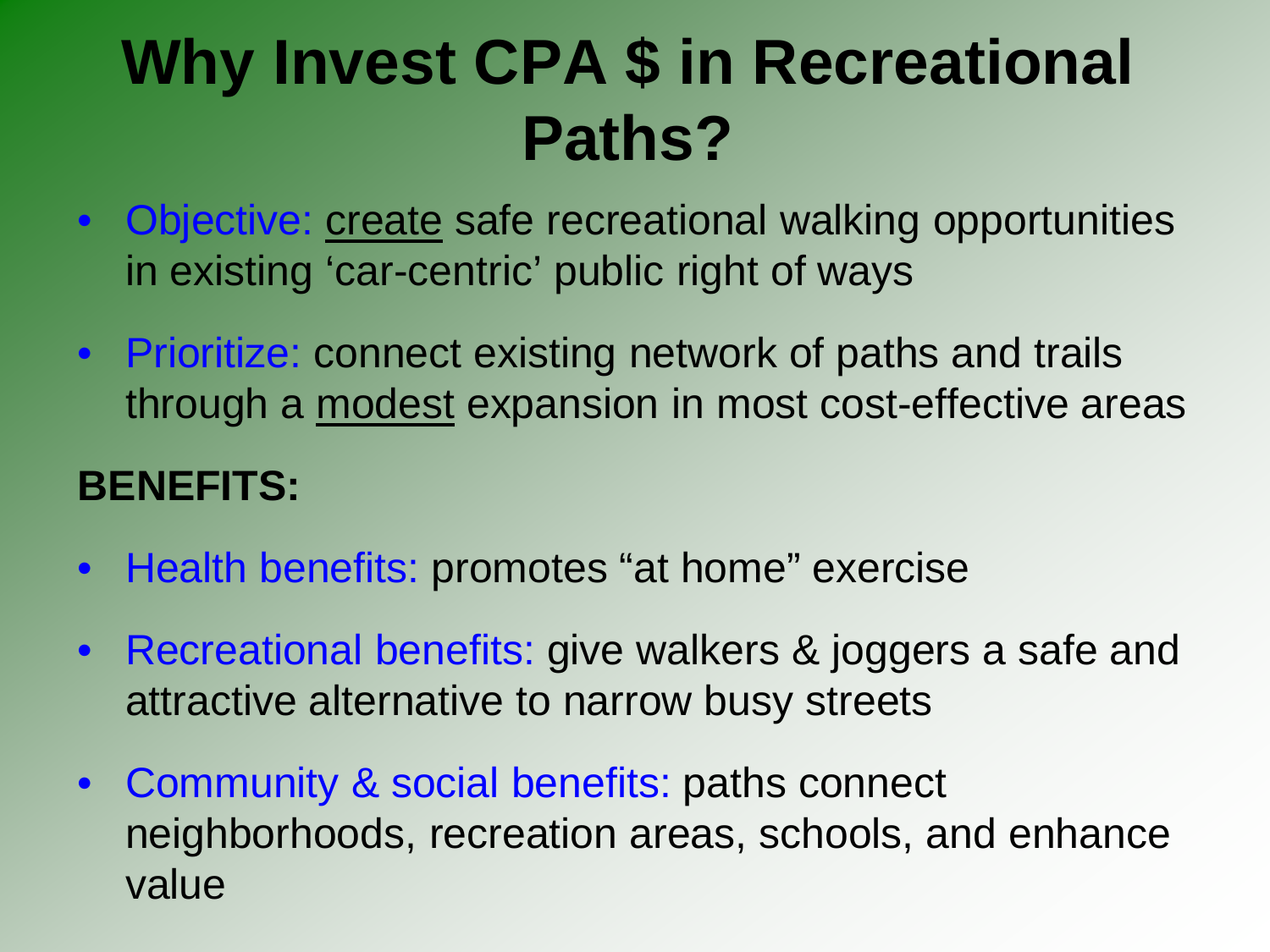# Why Invest CPA $ in Recreational Paths?

- Objective: <u>create</u> safe recreational walking opportunities in existing 'car-centric' public right of ways
- Prioritize: connect existing network of paths and trails through a <u>modest</u> expansion in most cost-effective areas

**BENEFITS:**

- Health benefits: promotes "at home" exercise
- Recreational benefits: give walkers & joggers a safe and attractive alternative to narrow busy streets
- Community & social benefits: paths connect neighborhoods, recreation areas, schools, and enhance value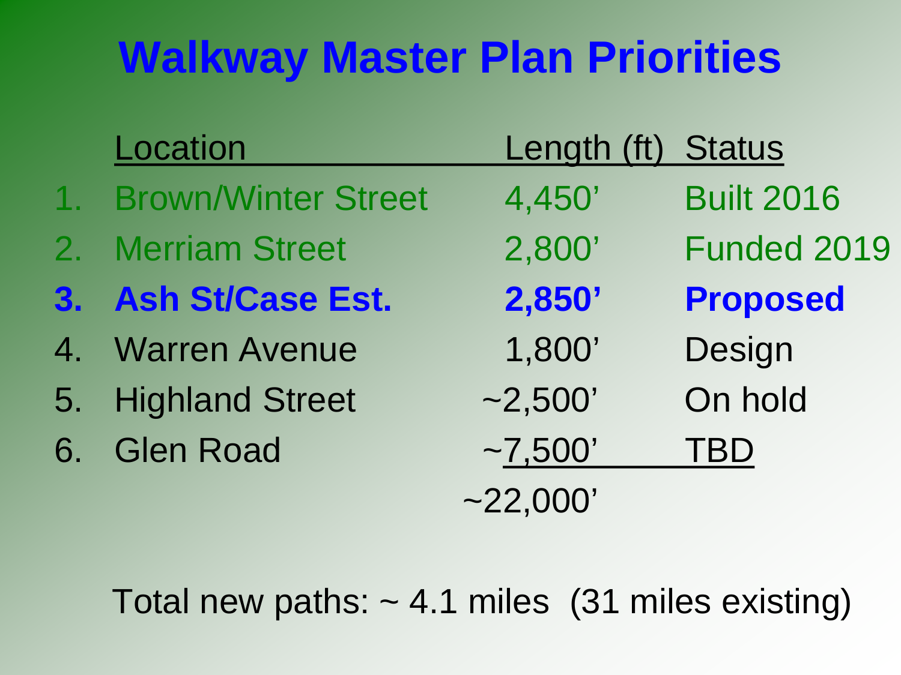# Walkway Master Plan Priorities

| | Location | Length (ft) | Status |
|---|---|---|---|
| 1. | Brown/Winter Street | 4,450’ | Built 2016 |
| 2. | Merriam Street | 2,800’ | Funded 2019 |
| **3.** | **Ash St/Case Est.** | **2,850’** | **Proposed** |
| 4. | Warren Avenue | 1,800’ | Design |
| 5. | Highland Street | ~2,500’ | On hold |
| 6. | Glen Road | ~7,500’ | TBD |
| | | ~22,000’ | |

Total new paths: ~ 4.1 miles (31 miles existing)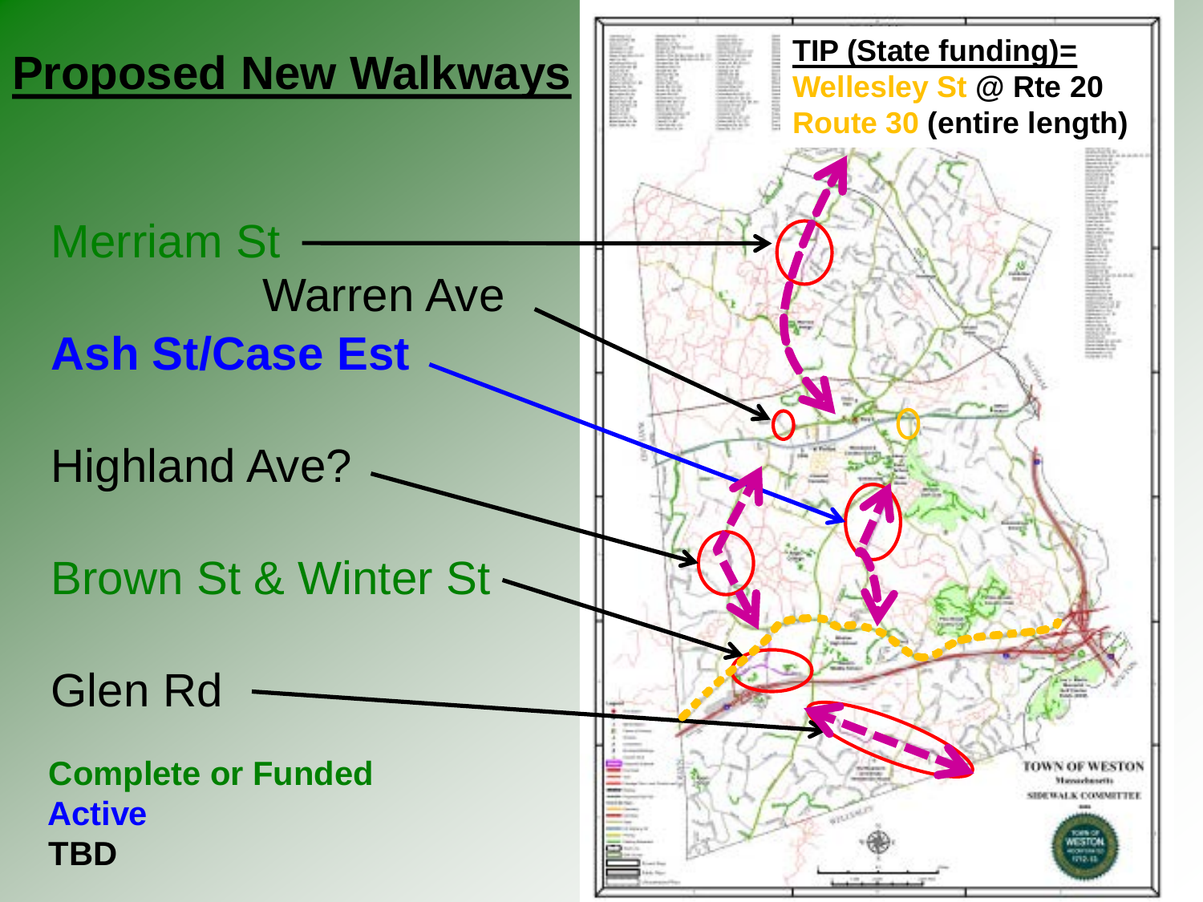# Proposed New Walkways

Merriam St

Warren Ave

**Ash St/Case Est**

Highland Ave?

Brown St & Winter St

Glen Rd

**Complete or Funded**

**Active**

**TBD**

**TIP (State funding)=**
**Wellesley St @ Rte 20**
**Route 30 (entire length)**

TOWN OF WESTON
Massachusetts
SIDEWALK COMMITTEE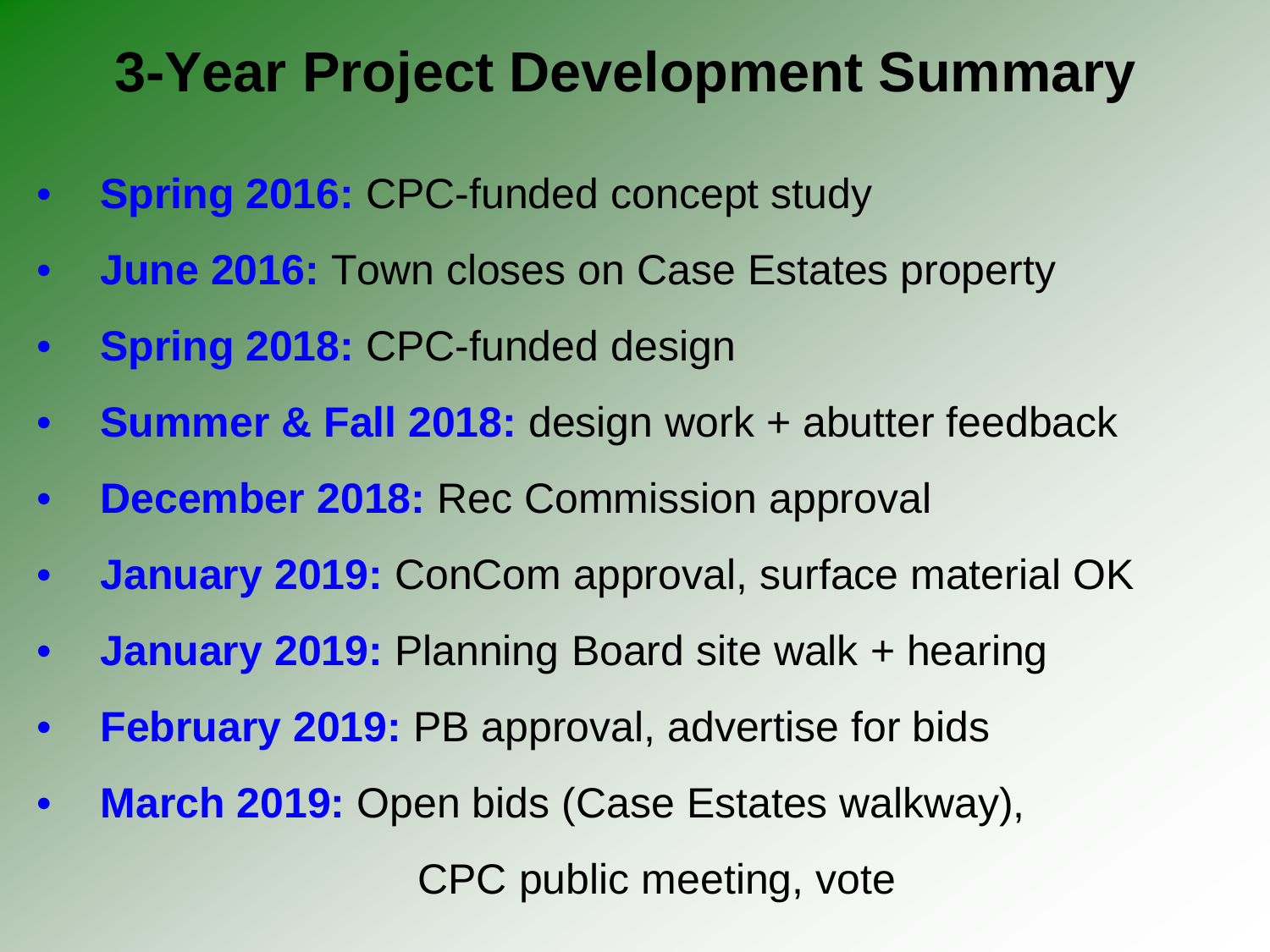# 3-Year Project Development Summary

- **Spring 2016:** CPC-funded concept study
- **June 2016:** Town closes on Case Estates property
- **Spring 2018:** CPC-funded design
- **Summer & Fall 2018:** design work + abutter feedback
- **December 2018:** Rec Commission approval
- **January 2019:** ConCom approval, surface material OK
- **January 2019:** Planning Board site walk + hearing
- **February 2019:** PB approval, advertise for bids
- **March 2019:** Open bids (Case Estates walkway), CPC public meeting, vote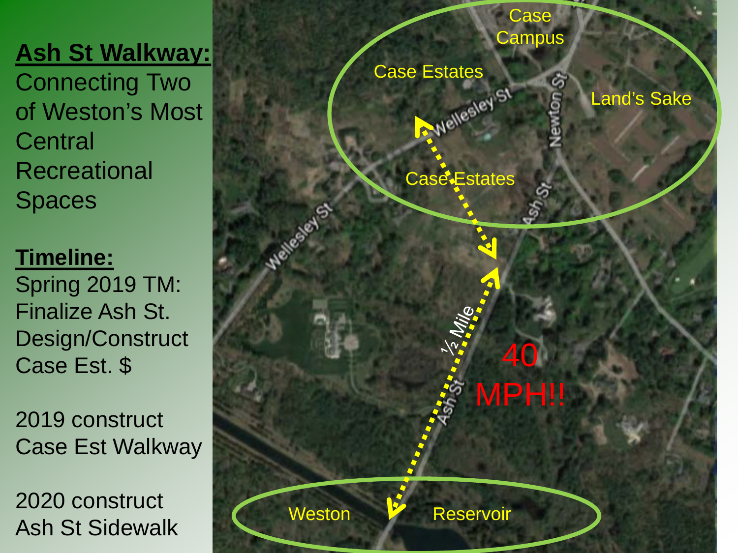**Ash St Walkway:**
Connecting Two of Weston's Most Central Recreational Spaces

**Timeline:**
Spring 2019 TM: Finalize Ash St. Design/Construct Case Est. $

2019 construct Case Est Walkway

2020 construct Ash St Sidewalk

Case Campus

Case Estates

Land's Sake

Wellesley St

Newton St

Case Estates

Ash St

Wellesley St

½ Mile

40 MPH!!

Ash St

Weston Reservoir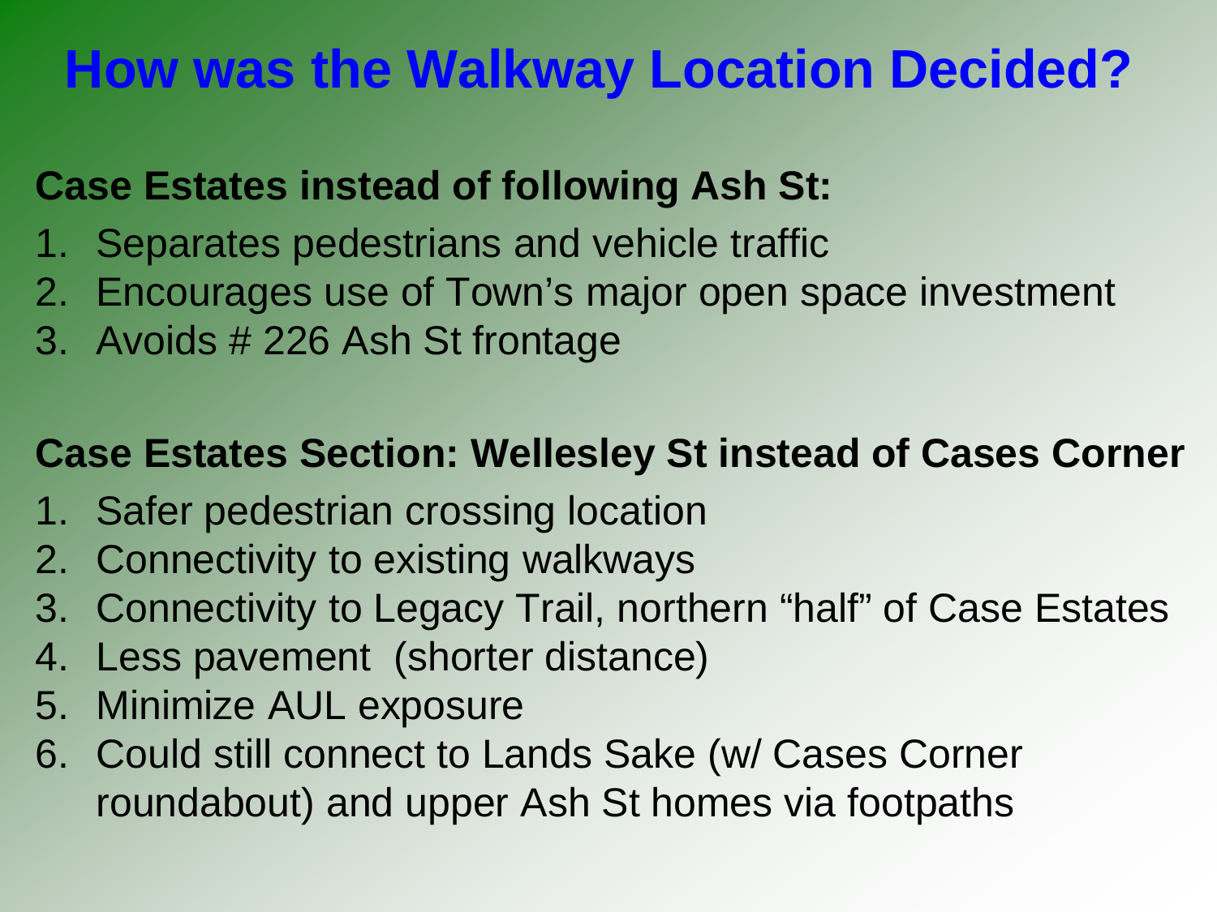# How was the Walkway Location Decided?

**Case Estates instead of following Ash St:**

1. Separates pedestrians and vehicle traffic
2. Encourages use of Town's major open space investment
3. Avoids # 226 Ash St frontage

**Case Estates Section: Wellesley St instead of Cases Corner**

1. Safer pedestrian crossing location
2. Connectivity to existing walkways
3. Connectivity to Legacy Trail, northern "half" of Case Estates
4. Less pavement (shorter distance)
5. Minimize AUL exposure
6. Could still connect to Lands Sake (w/ Cases Corner roundabout) and upper Ash St homes via footpaths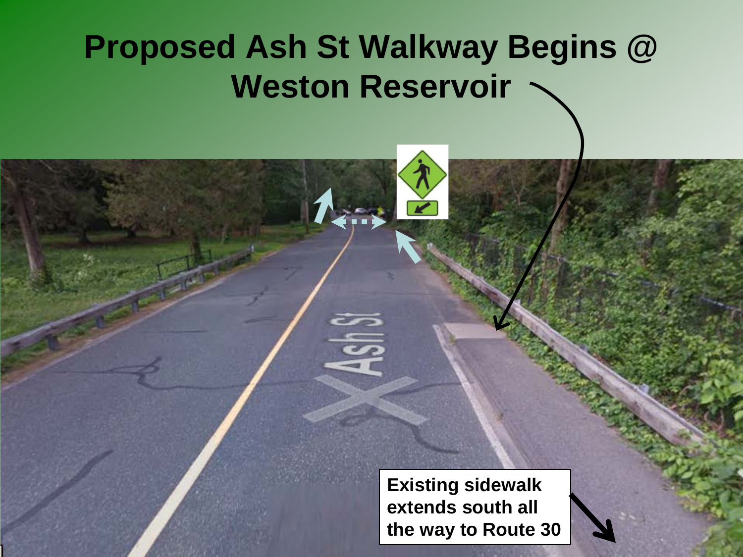# Proposed Ash St Walkway Begins @ Weston Reservoir

**Existing sidewalk extends south all the way to Route 30**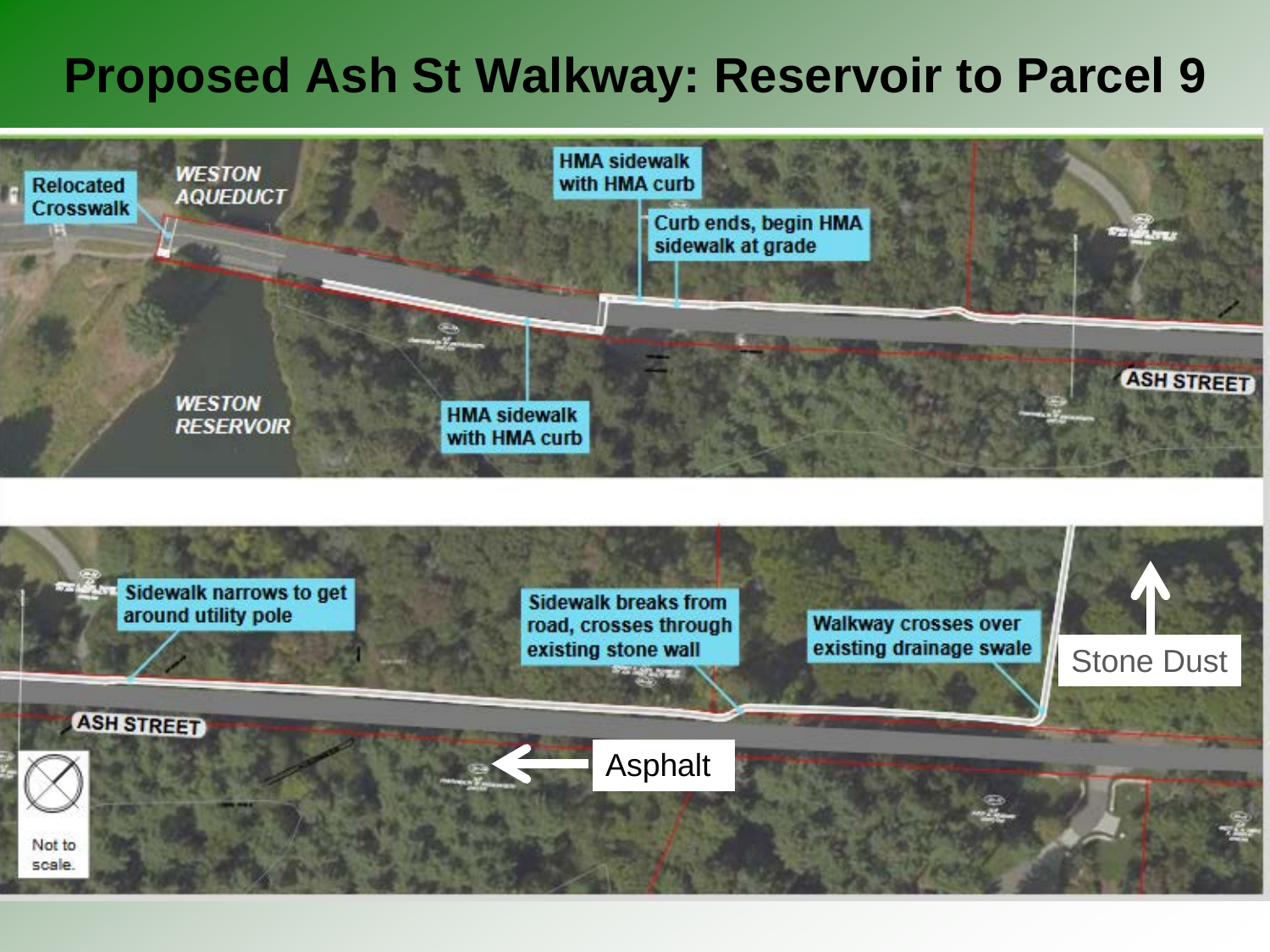# Proposed Ash St Walkway: Reservoir to Parcel 9

Relocated Crosswalk

WESTON AQUEDUCT

HMA sidewalk with HMA curb

Curb ends, begin HMA sidewalk at grade

WESTON RESERVOIR

HMA sidewalk with HMA curb

ASH STREET

Sidewalk narrows to get around utility pole

Sidewalk breaks from road, crosses through existing stone wall

Walkway crosses over existing drainage swale

Stone Dust

ASH STREET

Asphalt

Not to scale.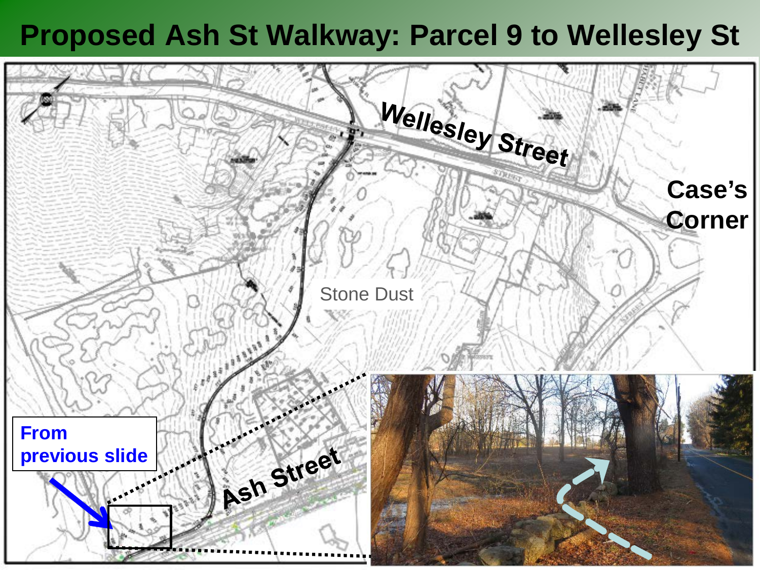# Proposed Ash St Walkway: Parcel 9 to Wellesley St

Wellesley Street

Case's Corner

Stone Dust

From previous slide

Ash Street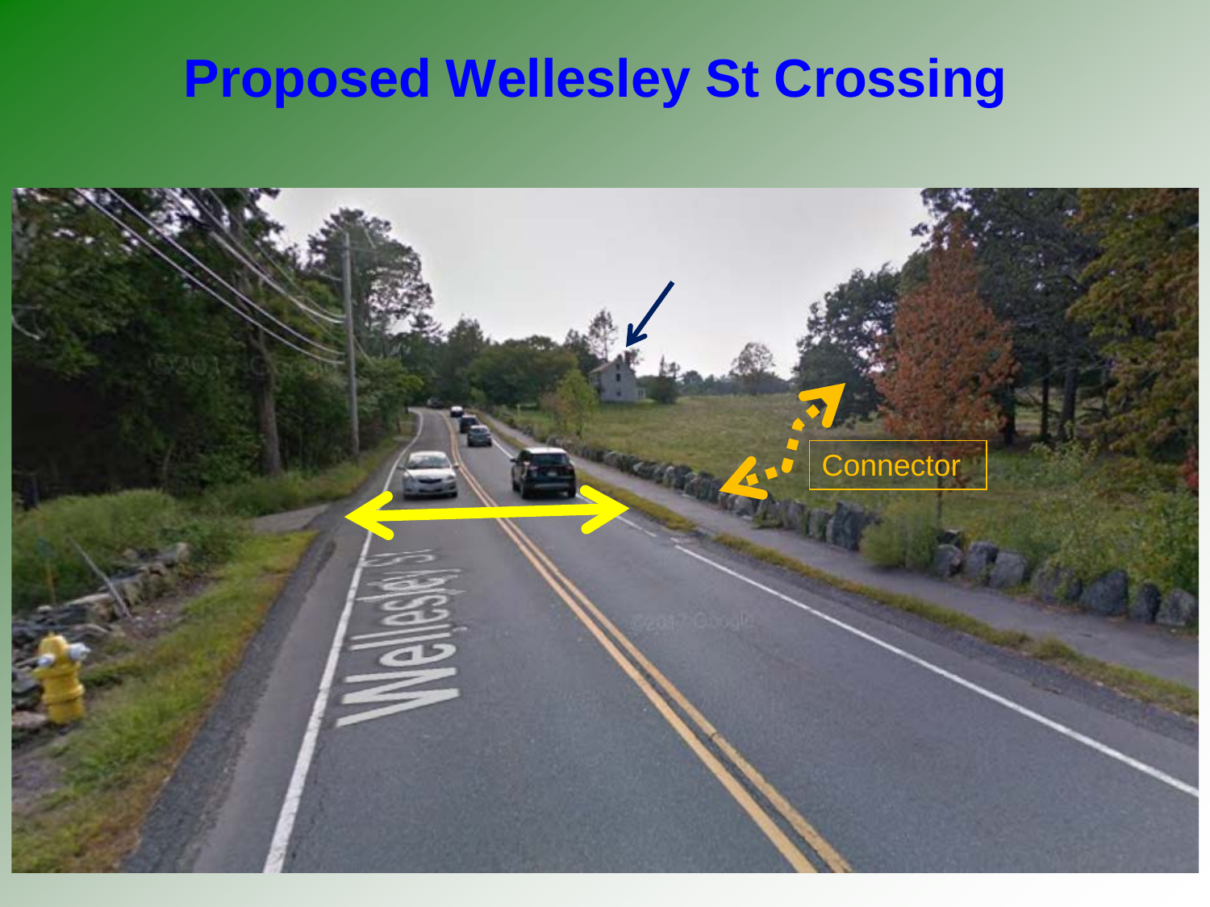# Proposed Wellesley St Crossing

Connector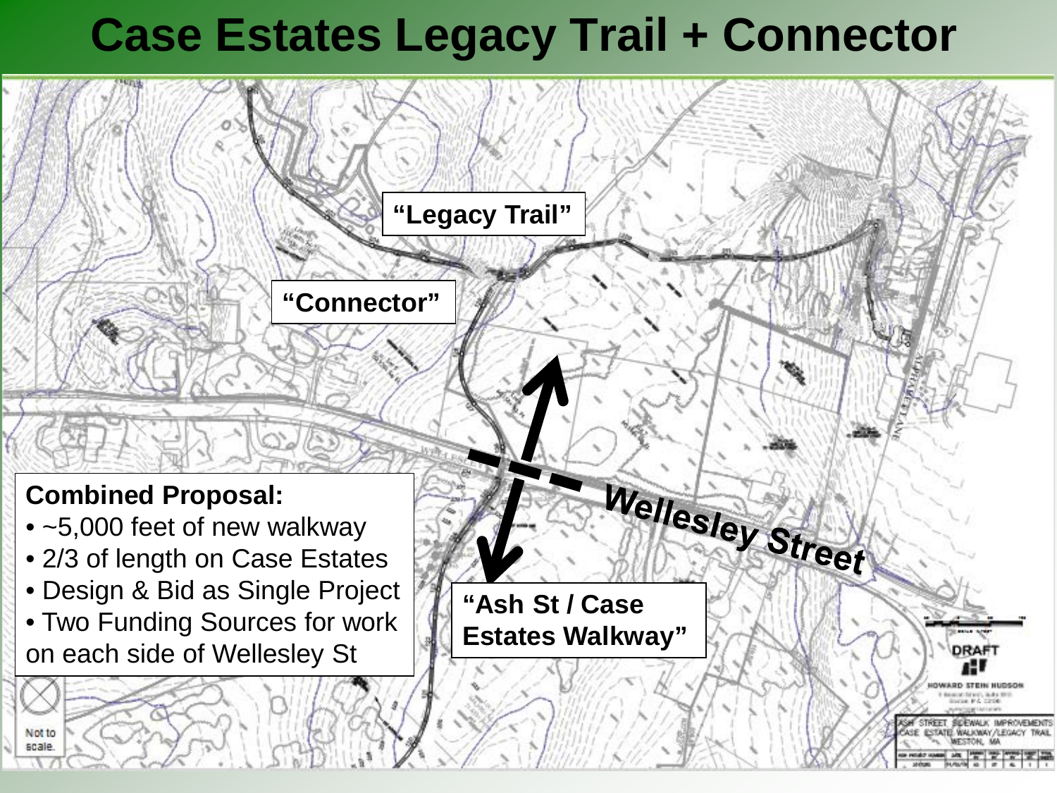# Case Estates Legacy Trail + Connector

"Legacy Trail"

"Connector"

Wellesley Street

"Ash St / Case Estates Walkway"

**Combined Proposal:**

- ~5,000 feet of new walkway
- 2/3 of length on Case Estates
- Design & Bid as Single Project
- Two Funding Sources for work on each side of Wellesley St

Not to scale.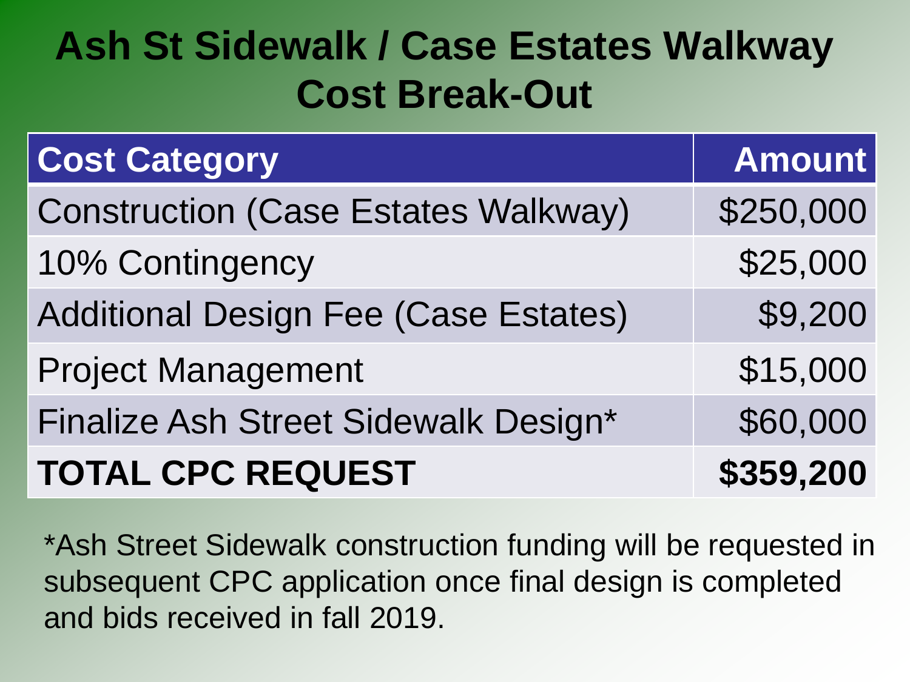# Ash St Sidewalk / Case Estates Walkway Cost Break-Out

| Cost Category | Amount |
|---|---:|
| Construction (Case Estates Walkway) | $250,000 |
| 10% Contingency | $25,000 |
| Additional Design Fee (Case Estates) | $9,200 |
| Project Management | $15,000 |
| Finalize Ash Street Sidewalk Design* | $60,000 |
| **TOTAL CPC REQUEST** | **$359,200** |

*Ash Street Sidewalk construction funding will be requested in subsequent CPC application once final design is completed and bids received in fall 2019.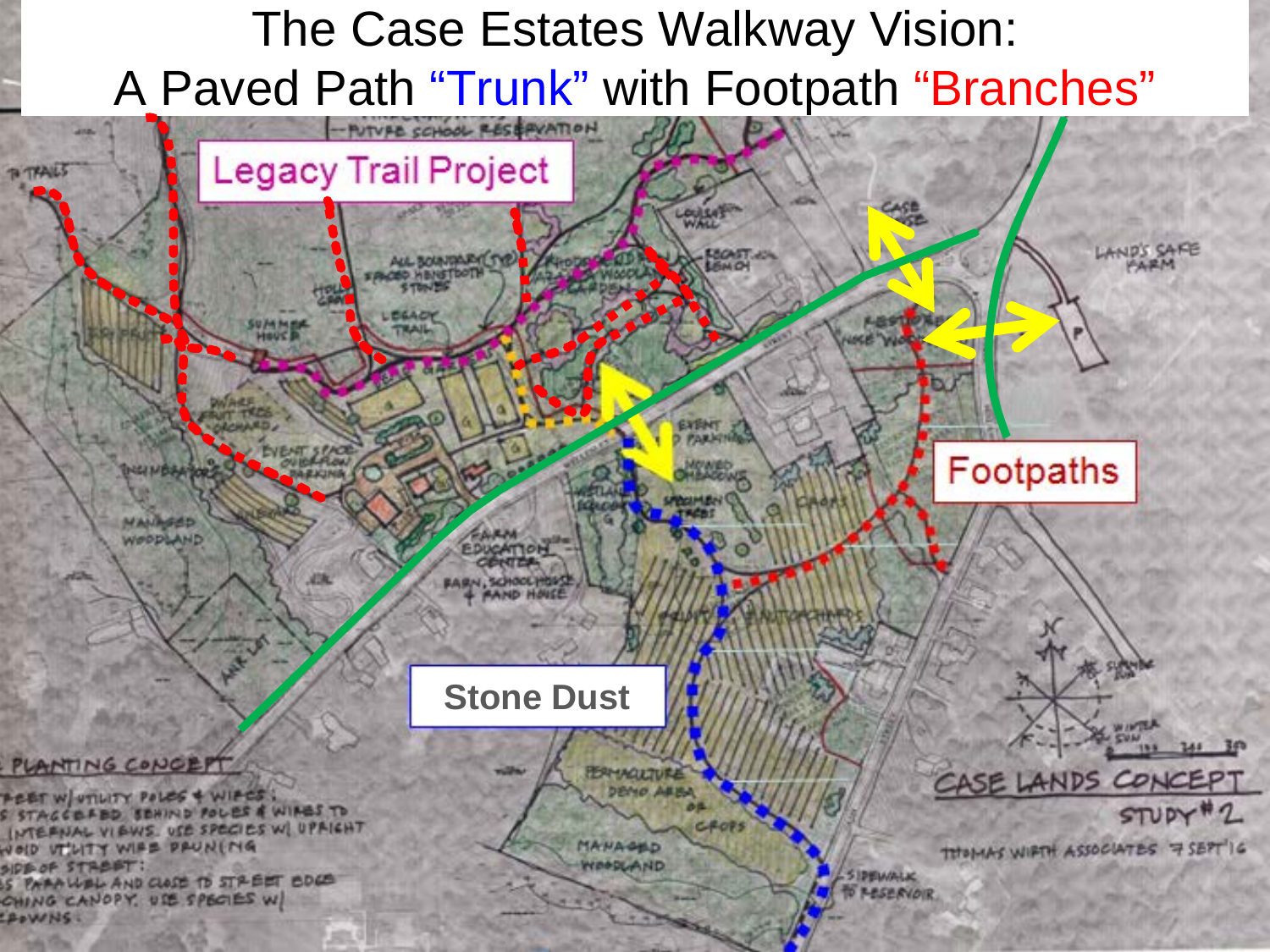# The Case Estates Walkway Vision: A Paved Path "Trunk" with Footpath "Branches"

Legacy Trail Project

Footpaths

Stone Dust

CASE LANDS CONCEPT STUDY #2

THOMAS WIRTH ASSOCIATES 7 SEPT '16